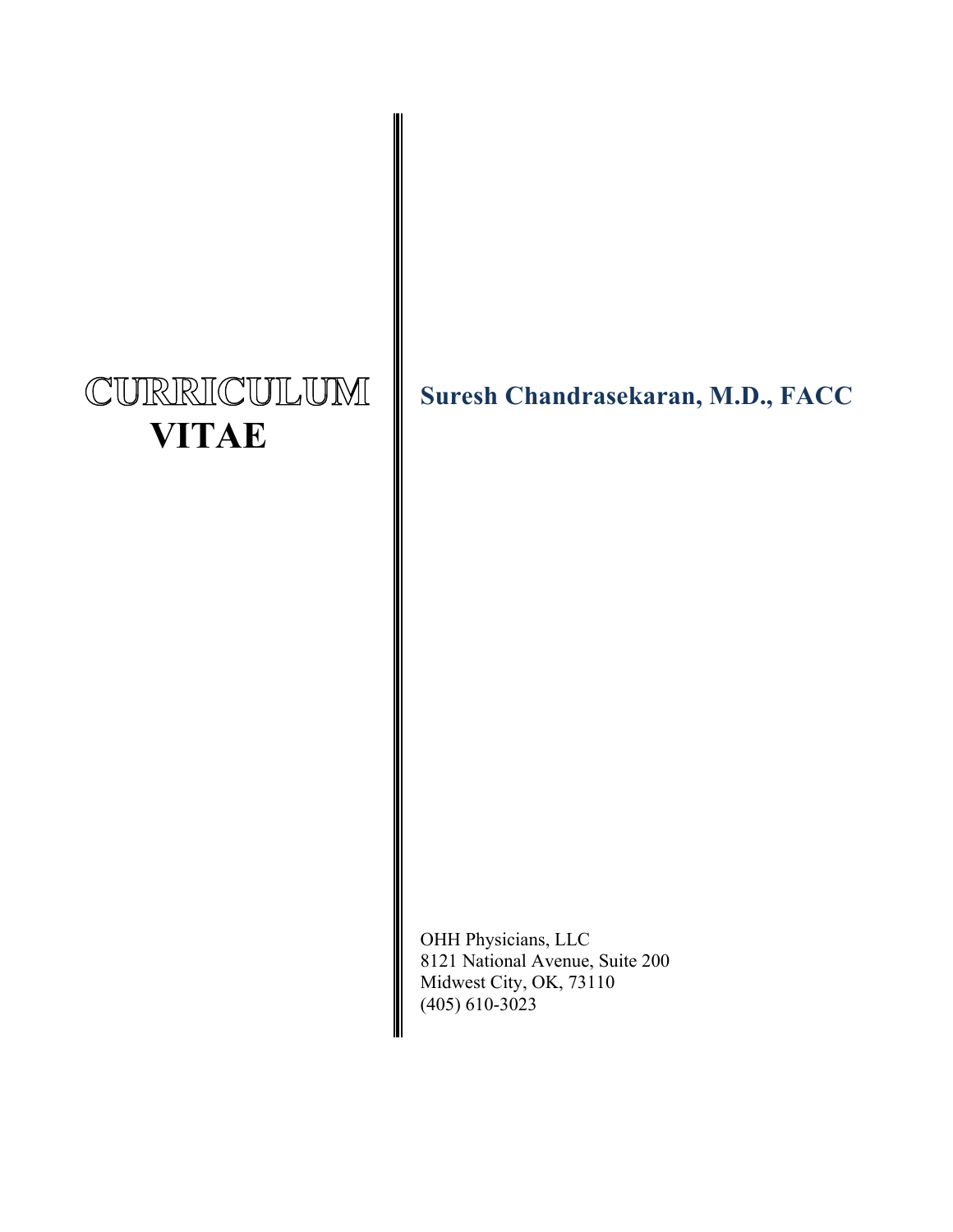# CURRICULUM VITAE

## Suresh Chandrasekaran, M.D., FACC

OHH Physicians, LLC
8121 National Avenue, Suite 200
Midwest City, OK, 73110
(405) 610-3023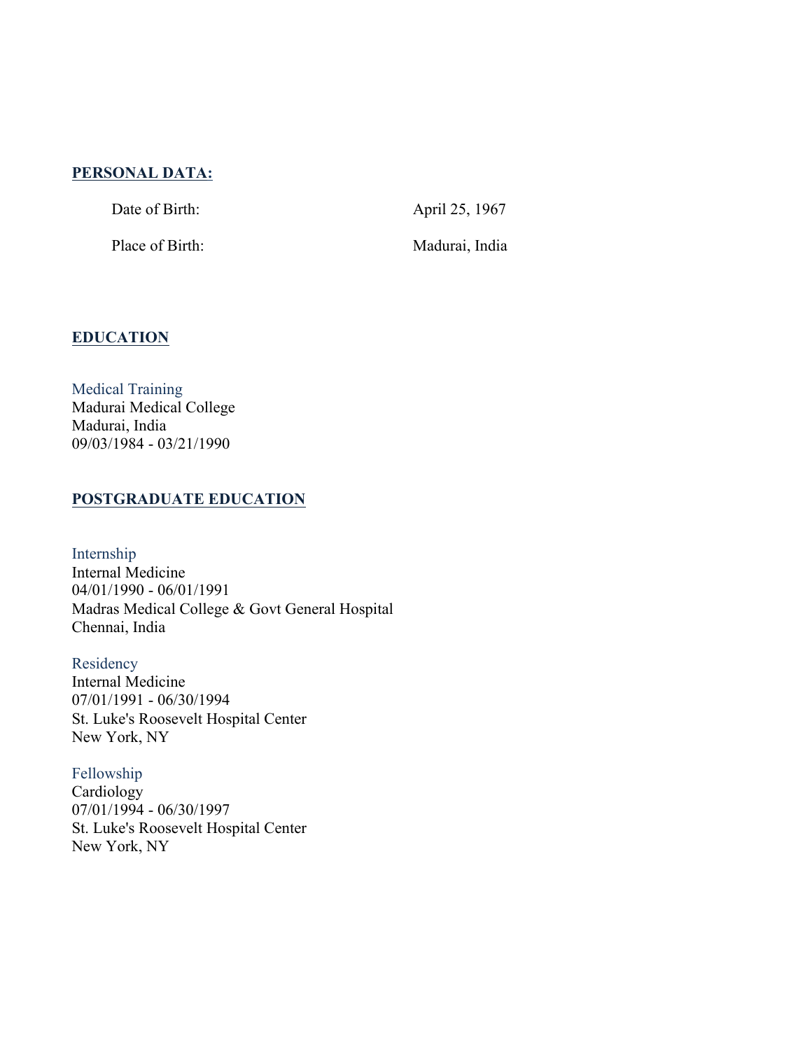## PERSONAL DATA:

| | |
|---|---|
| Date of Birth: | April 25, 1967 |
| Place of Birth: | Madurai, India |

## EDUCATION

### Medical Training

Madurai Medical College
Madurai, India
09/03/1984 - 03/21/1990

## POSTGRADUATE EDUCATION

### Internship

Internal Medicine
04/01/1990 - 06/01/1991
Madras Medical College & Govt General Hospital
Chennai, India

### Residency

Internal Medicine
07/01/1991 - 06/30/1994
St. Luke's Roosevelt Hospital Center
New York, NY

### Fellowship

Cardiology
07/01/1994 - 06/30/1997
St. Luke's Roosevelt Hospital Center
New York, NY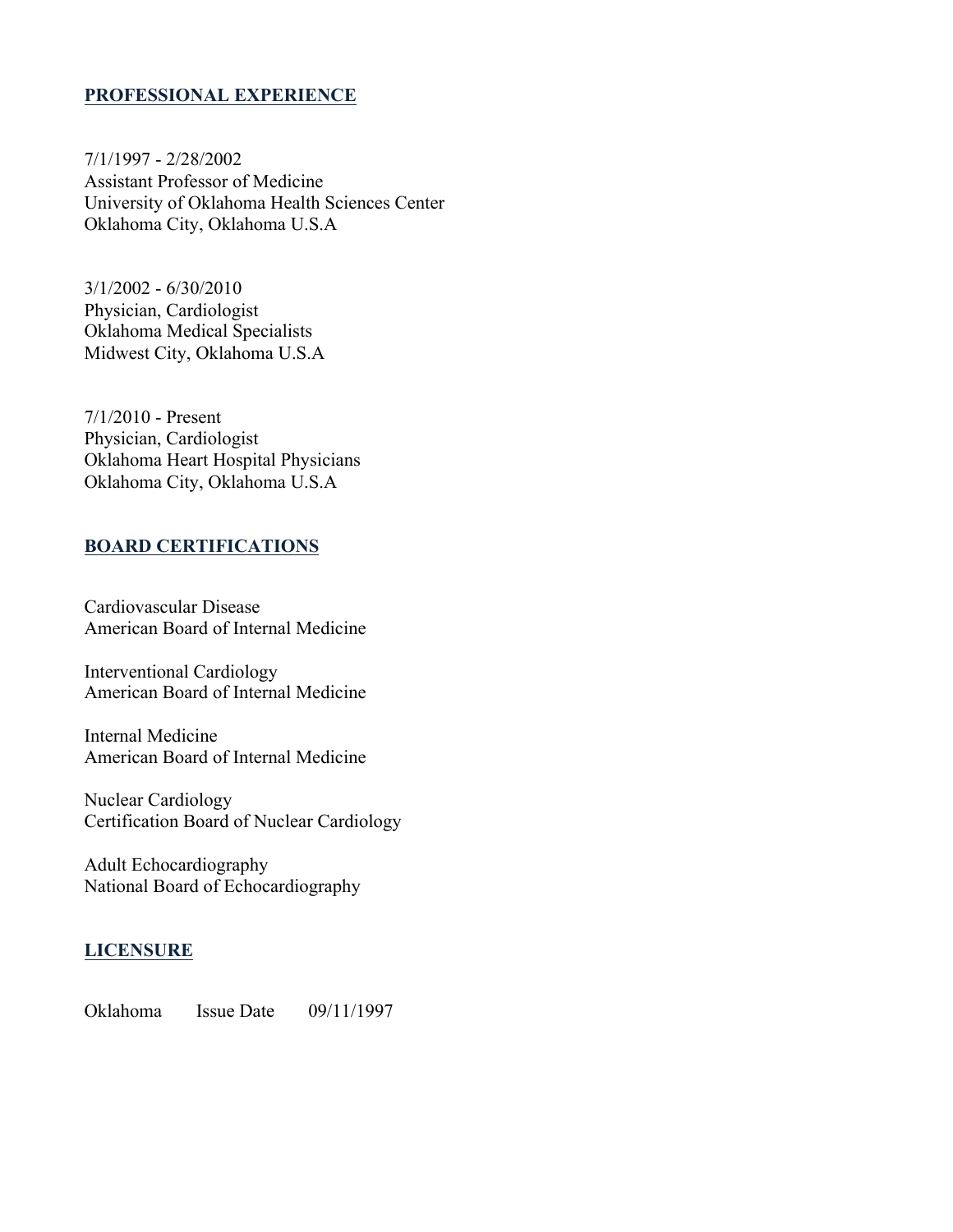## PROFESSIONAL EXPERIENCE

7/1/1997 - 2/28/2002
Assistant Professor of Medicine
University of Oklahoma Health Sciences Center
Oklahoma City, Oklahoma U.S.A

3/1/2002 - 6/30/2010
Physician, Cardiologist
Oklahoma Medical Specialists
Midwest City, Oklahoma U.S.A

7/1/2010 - Present
Physician, Cardiologist
Oklahoma Heart Hospital Physicians
Oklahoma City, Oklahoma U.S.A

## BOARD CERTIFICATIONS

Cardiovascular Disease
American Board of Internal Medicine

Interventional Cardiology
American Board of Internal Medicine

Internal Medicine
American Board of Internal Medicine

Nuclear Cardiology
Certification Board of Nuclear Cardiology

Adult Echocardiography
National Board of Echocardiography

## LICENSURE

Oklahoma    Issue Date    09/11/1997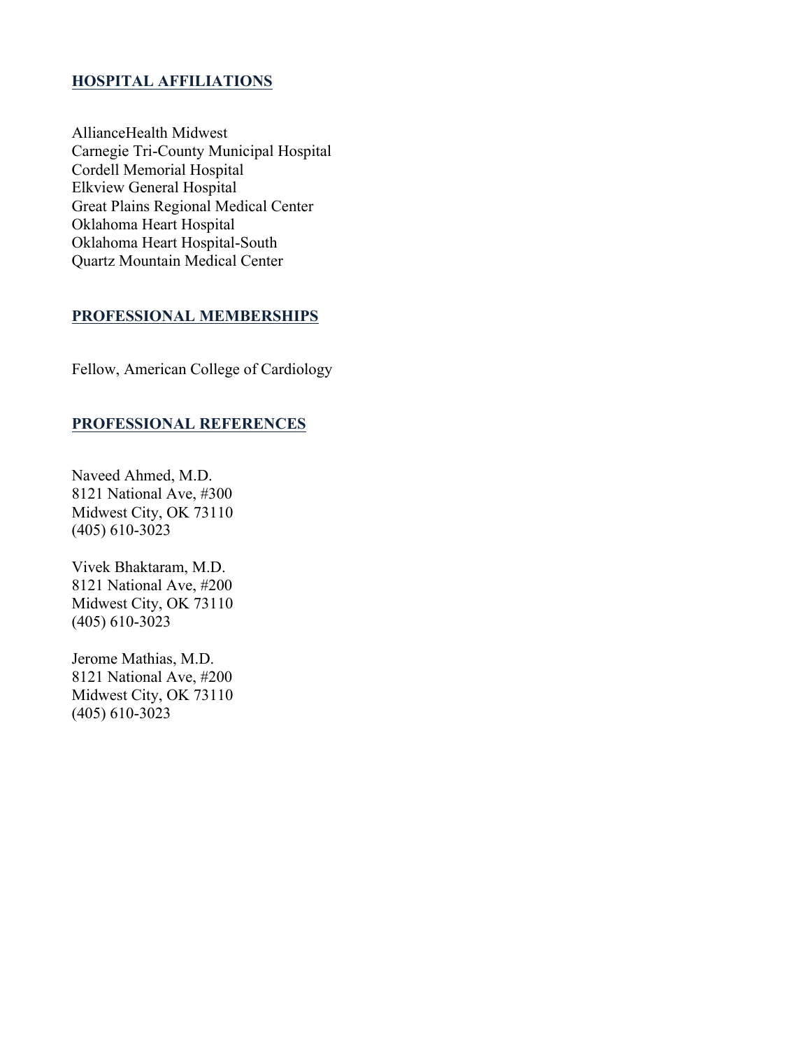## HOSPITAL AFFILIATIONS

AllianceHealth Midwest
Carnegie Tri-County Municipal Hospital
Cordell Memorial Hospital
Elkview General Hospital
Great Plains Regional Medical Center
Oklahoma Heart Hospital
Oklahoma Heart Hospital-South
Quartz Mountain Medical Center

## PROFESSIONAL MEMBERSHIPS

Fellow, American College of Cardiology

## PROFESSIONAL REFERENCES

Naveed Ahmed, M.D.
8121 National Ave, #300
Midwest City, OK 73110
(405) 610-3023

Vivek Bhaktaram, M.D.
8121 National Ave, #200
Midwest City, OK 73110
(405) 610-3023

Jerome Mathias, M.D.
8121 National Ave, #200
Midwest City, OK 73110
(405) 610-3023